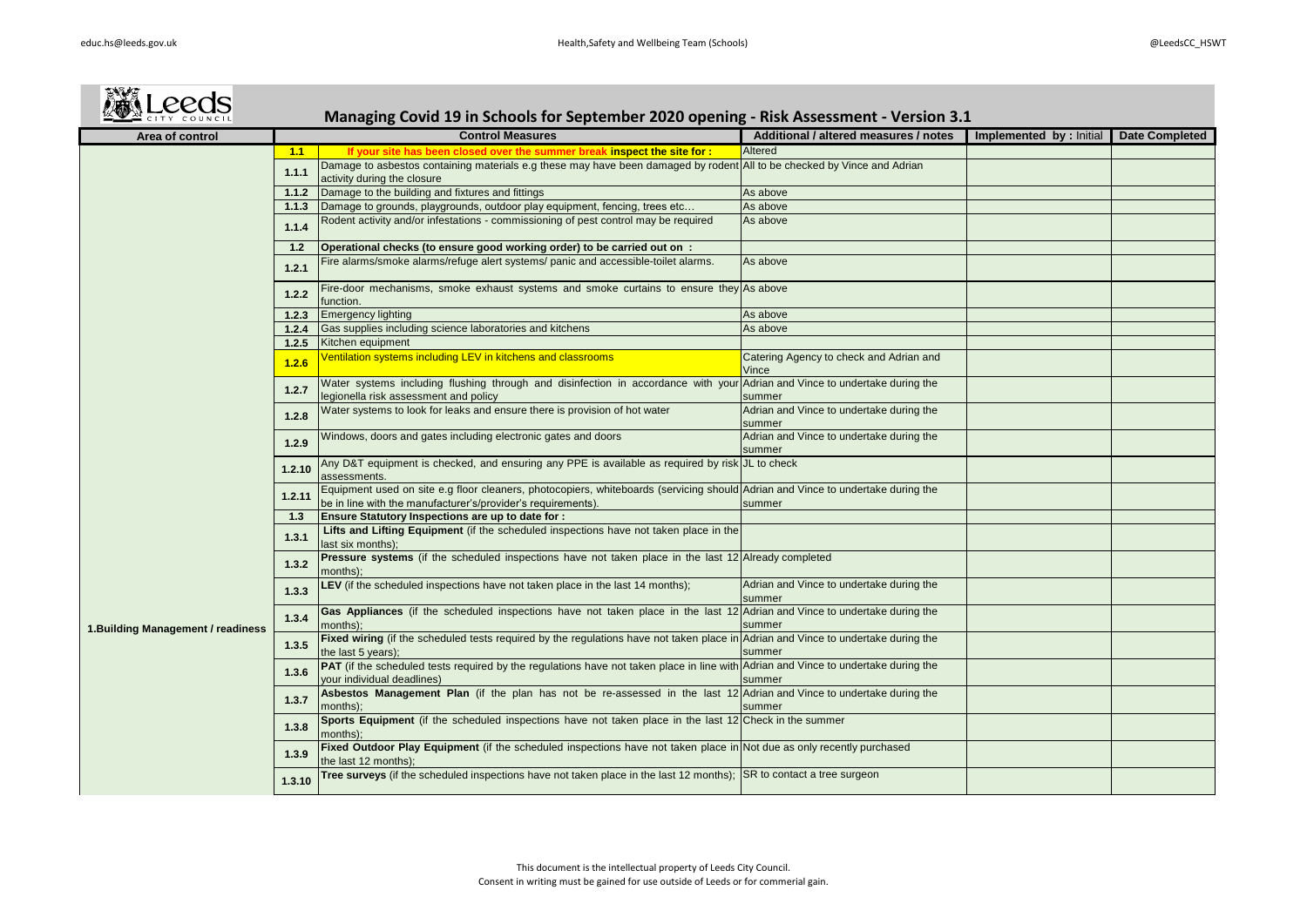# Managing Covid 19 in Schools for September 2020 opening - Risk Assessment - Version 3.1

| Area of control | | Control Measures | Additional / altered measures / notes | Implemented by : Initial | Date Completed |
|---|---|---|---|---|---|
| 1.Building Management / readiness | **1.1** | **If your site has been closed over the summer break inspect the site for :** | Altered | | |
| | 1.1.1 | Damage to asbestos containing materials e.g these may have been damaged by rodent activity during the closure | All to be checked by Vince and Adrian | | |
| | 1.1.2 | Damage to the building and fixtures and fittings | As above | | |
| | 1.1.3 | Damage to grounds, playgrounds, outdoor play equipment, fencing, trees etc… | As above | | |
| | 1.1.4 | Rodent activity and/or infestations - commissioning of pest control may be required | As above | | |
| | **1.2** | **Operational checks (to ensure good working order) to be carried out on :** | | | |
| | 1.2.1 | Fire alarms/smoke alarms/refuge alert systems/ panic and accessible-toilet alarms. | As above | | |
| | 1.2.2 | Fire-door mechanisms, smoke exhaust systems and smoke curtains to ensure they function. | As above | | |
| | 1.2.3 | Emergency lighting | As above | | |
| | 1.2.4 | Gas supplies including science laboratories and kitchens | As above | | |
| | 1.2.5 | Kitchen equipment | | | |
| | 1.2.6 | Ventilation systems including LEV in kitchens and classrooms | Catering Agency to check and Adrian and Vince | | |
| | 1.2.7 | Water systems including flushing through and disinfection in accordance with your legionella risk assessment and policy | Adrian and Vince to undertake during the summer | | |
| | 1.2.8 | Water systems to look for leaks and ensure there is provision of hot water | Adrian and Vince to undertake during the summer | | |
| | 1.2.9 | Windows, doors and gates including electronic gates and doors | Adrian and Vince to undertake during the summer | | |
| | 1.2.10 | Any D&T equipment is checked, and ensuring any PPE is available as required by risk assessments. | JL to check | | |
| | 1.2.11 | Equipment used on site e.g floor cleaners, photocopiers, whiteboards (servicing should be in line with the manufacturer's/provider's requirements). | Adrian and Vince to undertake during the summer | | |
| | **1.3** | **Ensure Statutory Inspections are up to date for :** | | | |
| | 1.3.1 | **Lifts and Lifting Equipment** (if the scheduled inspections have not taken place in the last six months); | | | |
| | 1.3.2 | **Pressure systems** (if the scheduled inspections have not taken place in the last 12 months); | Already completed | | |
| | 1.3.3 | **LEV** (if the scheduled inspections have not taken place in the last 14 months); | Adrian and Vince to undertake during the summer | | |
| | 1.3.4 | **Gas Appliances** (if the scheduled inspections have not taken place in the last 12 months); | Adrian and Vince to undertake during the summer | | |
| | 1.3.5 | **Fixed wiring** (if the scheduled tests required by the regulations have not taken place in the last 5 years); | Adrian and Vince to undertake during the summer | | |
| | 1.3.6 | **PAT** (if the scheduled tests required by the regulations have not taken place in line with your individual deadlines) | Adrian and Vince to undertake during the summer | | |
| | 1.3.7 | **Asbestos Management Plan** (if the plan has not be re-assessed in the last 12 months); | Adrian and Vince to undertake during the summer | | |
| | 1.3.8 | **Sports Equipment** (if the scheduled inspections have not taken place in the last 12 months); | Check in the summer | | |
| | 1.3.9 | **Fixed Outdoor Play Equipment** (if the scheduled inspections have not taken place in the last 12 months); | Not due as only recently purchased | | |
| | 1.3.10 | **Tree surveys** (if the scheduled inspections have not taken place in the last 12 months); | SR to contact a tree surgeon | | |

This document is the intellectual property of Leeds City Council.
Consent in writing must be gained for use outside of Leeds or for commerial gain.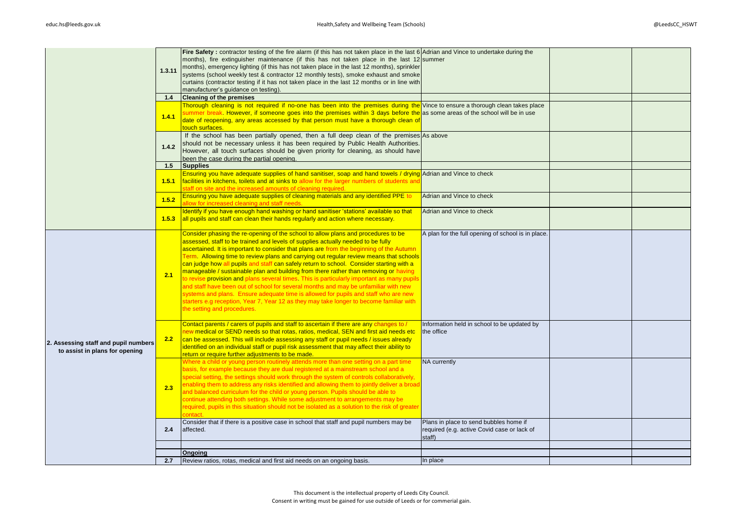| | | | | | |
|---|---|---|---|---|---|
| | 1.3.11 | **Fire Safety :** contractor testing of the fire alarm (if this has not taken place in the last 6 months), fire extinguisher maintenance (if this has not taken place in the last 12 months), emergency lighting (if this has not taken place in the last 12 months), sprinkler systems (school weekly test & contractor 12 monthly tests), smoke exhaust and smoke curtains (contractor testing if it has not taken place in the last 12 months or in line with manufacturer's guidance on testing). | Adrian and Vince to undertake during the summer | | |
| | 1.4 | **Cleaning of the premises** | | | |
| | 1.4.1 | Thorough cleaning is not required if no-one has been into the premises during the summer break. However, if someone goes into the premises within 3 days before the date of reopening, any areas accessed by that person must have a thorough clean of touch surfaces. | Vince to ensure a thorough clean takes place as some areas of the school will be in use | | |
| | 1.4.2 | If the school has been partially opened, then a full deep clean of the premises should not be necessary unless it has been required by Public Health Authorities. However, all touch surfaces should be given priority for cleaning, as should have been the case during the partial opening. | As above | | |
| | 1.5 | **Supplies** | | | |
| | 1.5.1 | Ensuring you have adequate supplies of hand sanitiser, soap and hand towels / drying facilities in kitchens, toilets and at sinks to allow for the larger numbers of students and staff on site and the increased amounts of cleaning required. | Adrian and Vince to check | | |
| | 1.5.2 | Ensuring you have adequate supplies of cleaning materials and any identified PPE to allow for increased cleaning and staff needs. | Adrian and Vince to check | | |
| | 1.5.3 | Identify if you have enough hand washing or hand sanitiser 'stations' available so that all pupils and staff can clean their hands regularly and action where necessary. | Adrian and Vince to check | | |
| 2. Assessing staff and pupil numbers to assist in plans for opening | 2.1 | Consider phasing the re-opening of the school to allow plans and procedures to be assessed, staff to be trained and levels of supplies actually needed to be fully ascertained. It is important to consider that plans are from the beginning of the Autumn Term. Allowing time to review plans and carrying out regular review means that schools can judge how all pupils and staff can safely return to school. Consider starting with a manageable / sustainable plan and building from there rather than removing or having to revise provision and plans several times. This is particularly important as many pupils and staff have been out of school for several months and may be unfamiliar with new systems and plans. Ensure adequate time is allowed for pupils and staff who are new starters e.g reception, Year 7, Year 12 as they may take longer to become familiar with the setting and procedures. | A plan for the full opening of school is in place. | | |
| | 2.2 | Contact parents / carers of pupils and staff to ascertain if there are any changes to / new medical or SEND needs so that rotas, ratios, medical, SEN and first aid needs etc can be assessed. This will include assessing any staff or pupil needs / issues already identified on an individual staff or pupil risk assessment that may affect their ability to return or require further adjustments to be made. | Information held in school to be updated by the office | | |
| | 2.3 | Where a child or young person routinely attends more than one setting on a part time basis, for example because they are dual registered at a mainstream school and a special setting, the settings should work through the system of controls collaboratively, enabling them to address any risks identified and allowing them to jointly deliver a broad and balanced curriculum for the child or young person. Pupils should be able to continue attending both settings. While some adjustment to arrangements may be required, pupils in this situation should not be isolated as a solution to the risk of greater contact. | NA currently | | |
| | 2.4 | Consider that if there is a positive case in school that staff and pupil numbers may be affected. | Plans in place to send bubbles home if required (e.g. active Covid case or lack of staff) | | |
| | | | | | |
| | | **Ongoing** | | | |
| | 2.7 | Review ratios, rotas, medical and first aid needs on an ongoing basis. | In place | | |

This document is the intellectual property of Leeds City Council.
Consent in writing must be gained for use outside of Leeds or for commerial gain.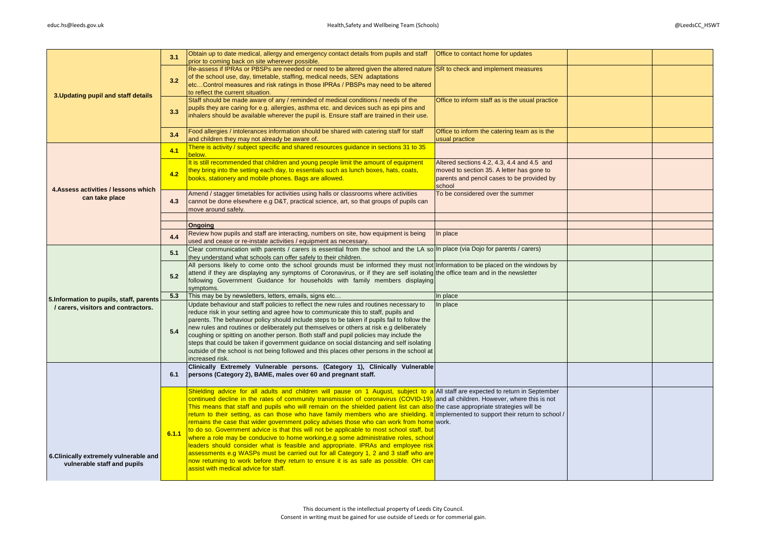| | | | | | |
|---|---|---|---|---|---|
| **3.Updating pupil and staff details** | 3.1 | Obtain up to date medical, allergy and emergency contact details from pupils and staff prior to coming back on site wherever possible. | Office to contact home for updates | | |
| | 3.2 | Re-assess if IPRAs or PBSPs are needed or need to be altered given the altered nature of the school use, day, timetable, staffing, medical needs, SEN adaptations etc…Control measures and risk ratings in those IPRAs / PBSPs may need to be altered to reflect the current situation. | SR to check and implement measures | | |
| | 3.3 | Staff should be made aware of any / reminded of medical conditions / needs of the pupils they are caring for e.g. allergies, asthma etc. and devices such as epi pins and inhalers should be available wherever the pupil is. Ensure staff are trained in their use. | Office to inform staff as is the usual practice | | |
| | 3.4 | Food allergies / intolerances information should be shared with catering staff for staff and children they may not already be aware of. | Office to inform the catering team as is the usual practice | | |
| **4.Assess activities / lessons which can take place** | 4.1 | There is activity / subject specific and shared resources guidance in sections 31 to 35 below. | | | |
| | 4.2 | It is still recommended that children and young people limit the amount of equipment they bring into the setting each day, to essentials such as lunch boxes, hats, coats, books, stationery and mobile phones. Bags are allowed. | Altered sections 4.2, 4.3, 4.4 and 4.5 and moved to section 35. A letter has gone to parents and pencil cases to be provided by school | | |
| | 4.3 | Amend / stagger timetables for activities using halls or classrooms where activities cannot be done elsewhere e.g D&T, practical science, art, so that groups of pupils can move around safely. | To be considered over the summer | | |
| | | | | | |
| | | **Ongoing** | | | |
| | 4.4 | Review how pupils and staff are interacting, numbers on site, how equipment is being used and cease or re-instate activities / equipment as necessary. | In place | | |
| **5.Information to pupils, staff, parents / carers, visitors and contractors.** | 5.1 | Clear communication with parents / carers is essential from the school and the LA so they understand what schools can offer safely to their children. | In place (via Dojo for parents / carers) | | |
| | 5.2 | All persons likely to come onto the school grounds must be informed they must not attend if they are displaying any symptoms of Coronavirus, or if they are self isolating following Government Guidance for households with family members displaying symptoms. | Information to be placed on the windows by the office team and in the newsletter | | |
| | 5.3 | This may be by newsletters, letters, emails, signs etc… | In place | | |
| | 5.4 | Update behaviour and staff policies to reflect the new rules and routines necessary to reduce risk in your setting and agree how to communicate this to staff, pupils and parents. The behaviour policy should include steps to be taken if pupils fail to follow the new rules and routines or deliberately put themselves or others at risk e.g deliberately coughing or spitting on another person. Both staff and pupil policies may include the steps that could be taken if government guidance on social distancing and self isolating outside of the school is not being followed and this places other persons in the school at increased risk. | In place | | |
| **6.Clinically extremely vulnerable and vulnerable staff and pupils** | 6.1 | **Clinically Extremely Vulnerable persons. (Category 1), Clinically Vulnerable persons (Category 2), BAME, males over 60 and pregnant staff.** | | | |
| | 6.1.1 | Shielding advice for all adults and children will pause on 1 August, subject to a continued decline in the rates of community transmission of coronavirus (COVID-19). This means that staff and pupils who will remain on the shielded patient list can also return to their setting, as can those who have family members who are shielding. It remains the case that wider government policy advises those who can work from home to do so. Government advice is that this will not be applicable to most school staff, but where a role may be conducive to home working,e.g some administrative roles, school leaders should consider what is feasible and appropriate. IPRAs and employee risk assessments e.g WASPs must be carried out for all Category 1, 2 and 3 staff who are now returning to work before they return to ensure it is as safe as possible. OH can assist with medical advice for staff. | All staff are expected to return in September and all children. However, where this is not the case appropriate strategies will be implemented to support their return to school / work. | | |

This document is the intellectual property of Leeds City Council.
Consent in writing must be gained for use outside of Leeds or for commerial gain.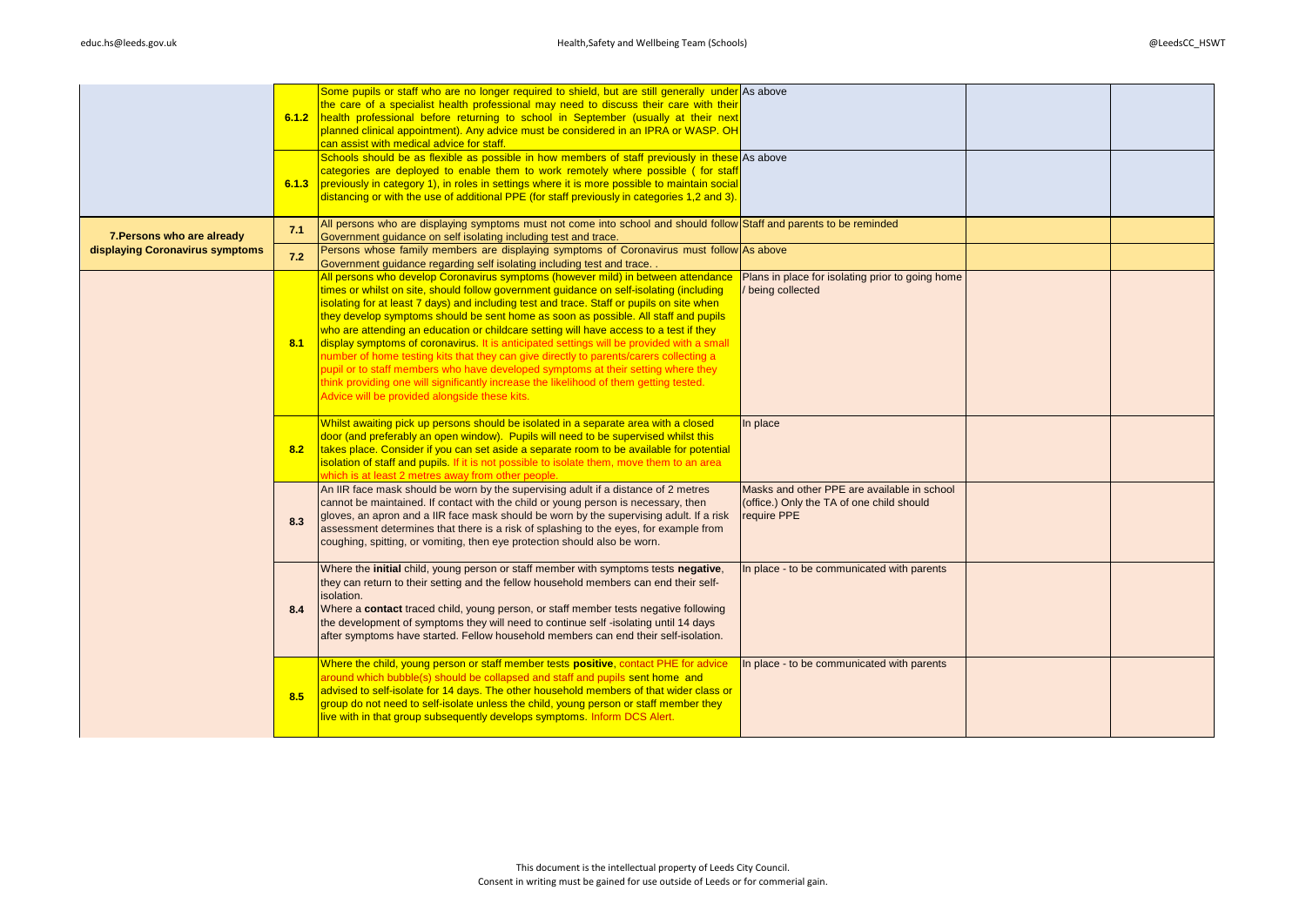| | | | | | |
|---|---|---|---|---|---|
| | 6.1.2 | Some pupils or staff who are no longer required to shield, but are still generally under the care of a specialist health professional may need to discuss their care with their health professional before returning to school in September (usually at their next planned clinical appointment). Any advice must be considered in an IPRA or WASP. OH can assist with medical advice for staff. | As above | | |
| | 6.1.3 | Schools should be as flexible as possible in how members of staff previously in these categories are deployed to enable them to work remotely where possible ( for staff previously in category 1), in roles in settings where it is more possible to maintain social distancing or with the use of additional PPE (for staff previously in categories 1,2 and 3). | As above | | |
| 7.Persons who are already displaying Coronavirus symptoms | 7.1 | All persons who are displaying symptoms must not come into school and should follow Government guidance on self isolating including test and trace. | Staff and parents to be reminded | | |
| | 7.2 | Persons whose family members are displaying symptoms of Coronavirus must follow Government guidance regarding self isolating including test and trace. . | As above | | |
| | 8.1 | All persons who develop Coronavirus symptoms (however mild) in between attendance times or whilst on site, should follow government guidance on self-isolating (including isolating for at least 7 days) and including test and trace. Staff or pupils on site when they develop symptoms should be sent home as soon as possible. All staff and pupils who are attending an education or childcare setting will have access to a test if they display symptoms of coronavirus. It is anticipated settings will be provided with a small number of home testing kits that they can give directly to parents/carers collecting a pupil or to staff members who have developed symptoms at their setting where they think providing one will significantly increase the likelihood of them getting tested. Advice will be provided alongside these kits. | Plans in place for isolating prior to going home / being collected | | |
| | 8.2 | Whilst awaiting pick up persons should be isolated in a separate area with a closed door (and preferably an open window). Pupils will need to be supervised whilst this takes place. Consider if you can set aside a separate room to be available for potential isolation of staff and pupils. If it is not possible to isolate them, move them to an area which is at least 2 metres away from other people. | In place | | |
| | 8.3 | An IIR face mask should be worn by the supervising adult if a distance of 2 metres cannot be maintained. If contact with the child or young person is necessary, then gloves, an apron and a IIR face mask should be worn by the supervising adult. If a risk assessment determines that there is a risk of splashing to the eyes, for example from coughing, spitting, or vomiting, then eye protection should also be worn. | Masks and other PPE are available in school (office.) Only the TA of one child should require PPE | | |
| | 8.4 | Where the **initial** child, young person or staff member with symptoms tests **negative**, they can return to their setting and the fellow household members can end their self-isolation.<br>Where a **contact** traced child, young person, or staff member tests negative following the development of symptoms they will need to continue self -isolating until 14 days after symptoms have started. Fellow household members can end their self-isolation. | In place - to be communicated with parents | | |
| | 8.5 | Where the child, young person or staff member tests **positive**, contact PHE for advice around which bubble(s) should be collapsed and staff and pupils sent home and advised to self-isolate for 14 days. The other household members of that wider class or group do not need to self-isolate unless the child, young person or staff member they live with in that group subsequently develops symptoms. Inform DCS Alert. | In place - to be communicated with parents | | |

This document is the intellectual property of Leeds City Council.
Consent in writing must be gained for use outside of Leeds or for commerial gain.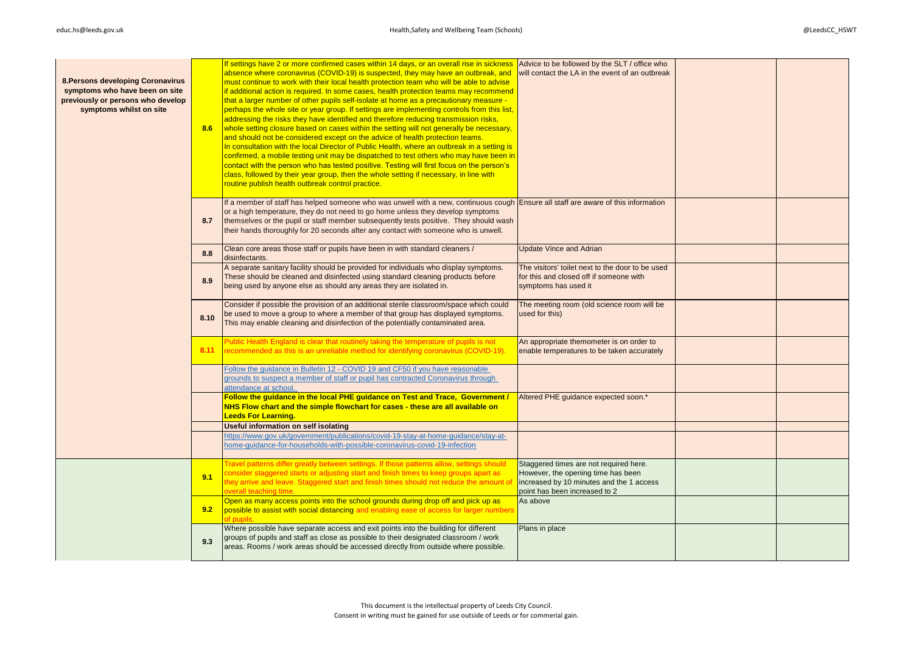| | | | | | |
|---|---|---|---|---|---|
| **8.Persons developing Coronavirus symptoms who have been on site previously or persons who develop symptoms whilst on site** | **8.6** | If settings have 2 or more confirmed cases within 14 days, or an overall rise in sickness absence where coronavirus (COVID-19) is suspected, they may have an outbreak, and must continue to work with their local health protection team who will be able to advise if additional action is required. In some cases, health protection teams may recommend that a larger number of other pupils self-isolate at home as a precautionary measure - perhaps the whole site or year group. If settings are implementing controls from this list, addressing the risks they have identified and therefore reducing transmission risks, whole setting closure based on cases within the setting will not generally be necessary, and should not be considered except on the advice of health protection teams. In consultation with the local Director of Public Health, where an outbreak in a setting is confirmed, a mobile testing unit may be dispatched to test others who may have been in contact with the person who has tested positive. Testing will first focus on the person's class, followed by their year group, then the whole setting if necessary, in line with routine publish health outbreak control practice. | Advice to be followed by the SLT / office who will contact the LA in the event of an outbreak | | |
| | **8.7** | If a member of staff has helped someone who was unwell with a new, continuous cough or a high temperature, they do not need to go home unless they develop symptoms themselves or the pupil or staff member subsequently tests positive. They should wash their hands thoroughly for 20 seconds after any contact with someone who is unwell. | Ensure all staff are aware of this information | | |
| | **8.8** | Clean core areas those staff or pupils have been in with standard cleaners / disinfectants. | Update Vince and Adrian | | |
| | **8.9** | A separate sanitary facility should be provided for individuals who display symptoms. These should be cleaned and disinfected using standard cleaning products before being used by anyone else as should any areas they are isolated in. | The visitors' toilet next to the door to be used for this and closed off if someone with symptoms has used it | | |
| | **8.10** | Consider if possible the provision of an additional sterile classroom/space which could be used to move a group to where a member of that group has displayed symptoms. This may enable cleaning and disinfection of the potentially contaminated area. | The meeting room (old science room will be used for this) | | |
| | **8.11** | Public Health England is clear that routinely taking the temperature of pupils is not recommended as this is an unreliable method for identifying coronavirus (COVID-19). | An appropriate themometer is on order to enable temperatures to be taken accurately | | |
| | | Follow the guidance in Bulletin 12 - COVID 19 and CF50 if you have reasonable grounds to suspect a member of staff or pupil has contracted Coronavirus through attendance at school. | | | |
| | | **Follow the guidance in the local PHE guidance on Test and Trace, Government / NHS Flow chart and the simple flowchart for cases - these are all available on Leeds For Learning.** | Altered PHE guidance expected soon.* | | |
| | | **Useful information on self isolating** | | | |
| | | https://www.gov.uk/government/publications/covid-19-stay-at-home-guidance/stay-at-home-guidance-for-households-with-possible-coronavirus-covid-19-infection | | | |
| | **9.1** | Travel patterns differ greatly between settings. If those patterns allow, settings should consider staggered starts or adjusting start and finish times to keep groups apart as they arrive and leave. Staggered start and finish times should not reduce the amount of overall teaching time. | Staggered times are not required here. However, the opening time has been increased by 10 minutes and the 1 access point has been increased to 2 | | |
| | **9.2** | Open as many access points into the school grounds during drop off and pick up as possible to assist with social distancing and enabling ease of access for larger numbers of pupils. | As above | | |
| | **9.3** | Where possible have separate access and exit points into the building for different groups of pupils and staff as close as possible to their designated classroom / work areas. Rooms / work areas should be accessed directly from outside where possible. | Plans in place | | |

This document is the intellectual property of Leeds City Council.
Consent in writing must be gained for use outside of Leeds or for commerial gain.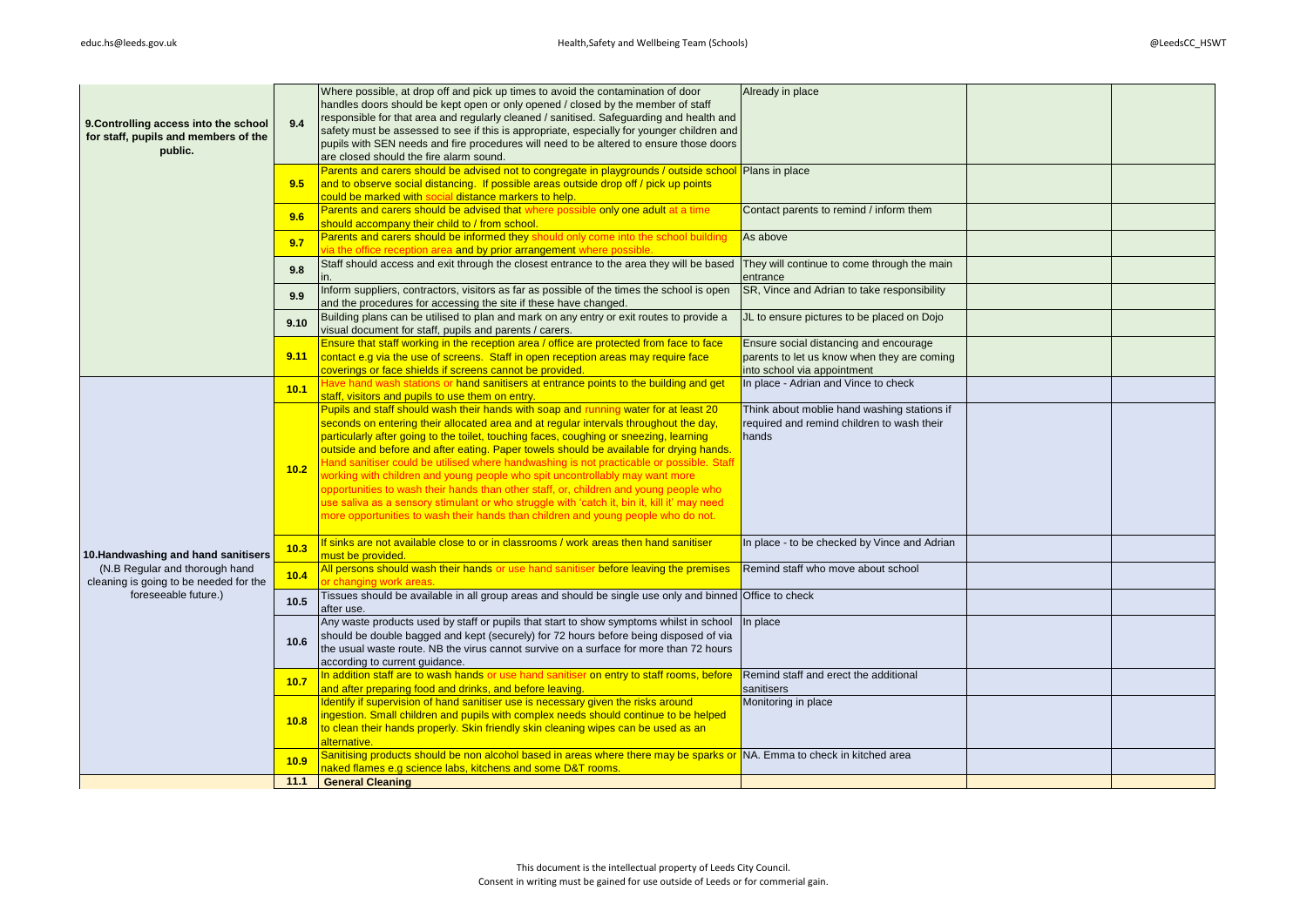| | | | | | |
|---|---|---|---|---|---|
| **9.Controlling access into the school for staff, pupils and members of the public.** | **9.4** | Where possible, at drop off and pick up times to avoid the contamination of door handles doors should be kept open or only opened / closed by the member of staff responsible for that area and regularly cleaned / sanitised. Safeguarding and health and safety must be assessed to see if this is appropriate, especially for younger children and pupils with SEN needs and fire procedures will need to be altered to ensure those doors are closed should the fire alarm sound. | Already in place | | |
| | **9.5** | Parents and carers should be advised not to congregate in playgrounds / outside school and to observe social distancing. If possible areas outside drop off / pick up points could be marked with social distance markers to help. | Plans in place | | |
| | **9.6** | Parents and carers should be advised that where possible only one adult at a time should accompany their child to / from school. | Contact parents to remind / inform them | | |
| | **9.7** | Parents and carers should be informed they should only come into the school building via the office reception area and by prior arrangement where possible. | As above | | |
| | **9.8** | Staff should access and exit through the closest entrance to the area they will be based in. | They will continue to come through the main entrance | | |
| | **9.9** | Inform suppliers, contractors, visitors as far as possible of the times the school is open and the procedures for accessing the site if these have changed. | SR, Vince and Adrian to take responsibility | | |
| | **9.10** | Building plans can be utilised to plan and mark on any entry or exit routes to provide a visual document for staff, pupils and parents / carers. | JL to ensure pictures to be placed on Dojo | | |
| | **9.11** | Ensure that staff working in the reception area / office are protected from face to face contact e.g via the use of screens. Staff in open reception areas may require face coverings or face shields if screens cannot be provided. | Ensure social distancing and encourage parents to let us know when they are coming into school via appointment | | |
| **10.Handwashing and hand sanitisers** (N.B Regular and thorough hand cleaning is going to be needed for the foreseeable future.) | **10.1** | Have hand wash stations or hand sanitisers at entrance points to the building and get staff, visitors and pupils to use them on entry. | In place - Adrian and Vince to check | | |
| | **10.2** | Pupils and staff should wash their hands with soap and running water for at least 20 seconds on entering their allocated area and at regular intervals throughout the day, particularly after going to the toilet, touching faces, coughing or sneezing, learning outside and before and after eating. Paper towels should be available for drying hands. Hand sanitiser could be utilised where handwashing is not practicable or possible. Staff working with children and young people who spit uncontrollably may want more opportunities to wash their hands than other staff, or, children and young people who use saliva as a sensory stimulant or who struggle with 'catch it, bin it, kill it' may need more opportunities to wash their hands than children and young people who do not. | Think about moblie hand washing stations if required and remind children to wash their hands | | |
| | **10.3** | If sinks are not available close to or in classrooms / work areas then hand sanitiser must be provided. | In place - to be checked by Vince and Adrian | | |
| | **10.4** | All persons should wash their hands or use hand sanitiser before leaving the premises or changing work areas. | Remind staff who move about school | | |
| | **10.5** | Tissues should be available in all group areas and should be single use only and binned after use. | Office to check | | |
| | **10.6** | Any waste products used by staff or pupils that start to show symptoms whilst in school should be double bagged and kept (securely) for 72 hours before being disposed of via the usual waste route. NB the virus cannot survive on a surface for more than 72 hours according to current guidance. | In place | | |
| | **10.7** | In addition staff are to wash hands or use hand sanitiser on entry to staff rooms, before and after preparing food and drinks, and before leaving. | Remind staff and erect the additional sanitisers | | |
| | **10.8** | Identify if supervision of hand sanitiser use is necessary given the risks around ingestion. Small children and pupils with complex needs should continue to be helped to clean their hands properly. Skin friendly skin cleaning wipes can be used as an alternative. | Monitoring in place | | |
| | **10.9** | Sanitising products should be non alcohol based in areas where there may be sparks or naked flames e.g science labs, kitchens and some D&T rooms. | NA. Emma to check in kitched area | | |
| | **11.1** | **General Cleaning** | | | |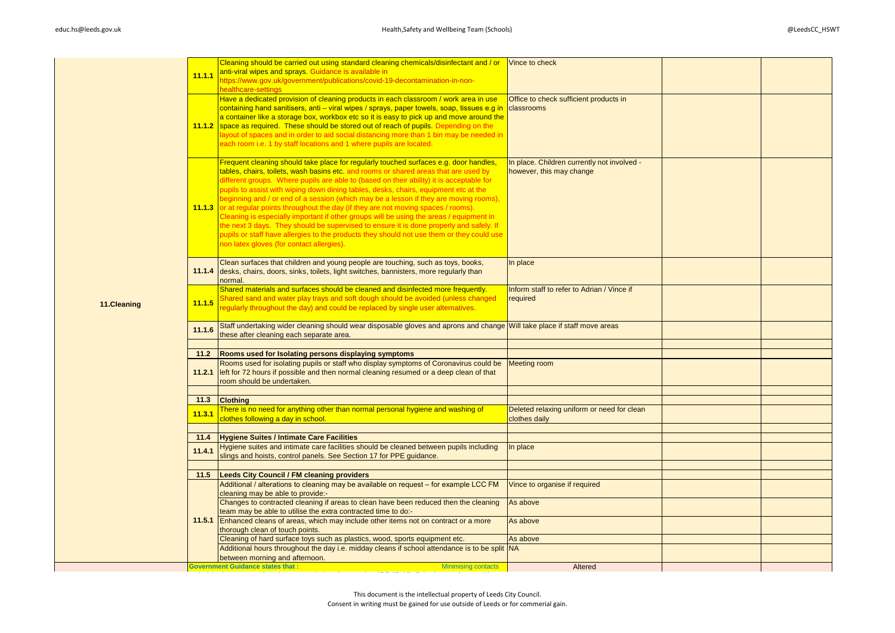| | | | | | |
|---|---|---|---|---|---|
| 11.Cleaning | 11.1.1 | Cleaning should be carried out using standard cleaning chemicals/disinfectant and / or anti-viral wipes and sprays. Guidance is available in https://www.gov.uk/government/publications/covid-19-decontamination-in-non-healthcare-settings | Vince to check | | |
| | 11.1.2 | Have a dedicated provision of cleaning products in each classroom / work area in use containing hand sanitisers, anti – viral wipes / sprays, paper towels, soap, tissues e.g in a container like a storage box, workbox etc so it is easy to pick up and move around the space as required. These should be stored out of reach of pupils. Depending on the layout of spaces and in order to aid social distancing more than 1 bin may be needed in each room i.e. 1 by staff locations and 1 where pupils are located. | Office to check sufficient products in classrooms | | |
| | 11.1.3 | Frequent cleaning should take place for regularly touched surfaces e.g. door handles, tables, chairs, toilets, wash basins etc. and rooms or shared areas that are used by different groups. Where pupils are able to (based on their ability) it is acceptable for pupils to assist with wiping down dining tables, desks, chairs, equipment etc at the beginning and / or end of a session (which may be a lesson if they are moving rooms), or at regular points throughout the day (if they are not moving spaces / rooms). Cleaning is especially important if other groups will be using the areas / equipment in the next 3 days. They should be supervised to ensure it is done properly and safely. If pupils or staff have allergies to the products they should not use them or they could use non latex gloves (for contact allergies). | In place. Children currently not involved - however, this may change | | |
| | 11.1.4 | Clean surfaces that children and young people are touching, such as toys, books, desks, chairs, doors, sinks, toilets, light switches, bannisters, more regularly than normal. | In place | | |
| | 11.1.5 | Shared materials and surfaces should be cleaned and disinfected more frequently. Shared sand and water play trays and soft dough should be avoided (unless changed regularly throughout the day) and could be replaced by single user alternatives. | Inform staff to refer to Adrian / Vince if required | | |
| | 11.1.6 | Staff undertaking wider cleaning should wear disposable gloves and aprons and change these after cleaning each separate area. | Will take place if staff move areas | | |
| | | | | | |
| | 11.2 | **Rooms used for Isolating persons displaying symptoms** | | | |
| | 11.2.1 | Rooms used for isolating pupils or staff who display symptoms of Coronavirus could be left for 72 hours if possible and then normal cleaning resumed or a deep clean of that room should be undertaken. | Meeting room | | |
| | | | | | |
| | 11.3 | **Clothing** | | | |
| | 11.3.1 | There is no need for anything other than normal personal hygiene and washing of clothes following a day in school. | Deleted relaxing uniform or need for clean clothes daily | | |
| | | | | | |
| | 11.4 | **Hygiene Suites / Intimate Care Facilities** | | | |
| | 11.4.1 | Hygiene suites and intimate care facilities should be cleaned between pupils including slings and hoists, control panels. See Section 17 for PPE guidance. | In place | | |
| | | | | | |
| | 11.5 | **Leeds City Council / FM cleaning providers** | | | |
| | 11.5.1 | Additional / alterations to cleaning may be available on request – for example LCC FM cleaning may be able to provide:- | Vince to organise if required | | |
| | | Changes to contracted cleaning if areas to clean have been reduced then the cleaning team may be able to utilise the extra contracted time to do:- | As above | | |
| | | Enhanced cleans of areas, which may include other items not on contract or a more thorough clean of touch points. | As above | | |
| | | Cleaning of hard surface toys such as plastics, wood, sports equipment etc. | As above | | |
| | | Additional hours throughout the day i.e. midday cleans if school attendance is to be split between morning and afternoon. | NA | | |
| | | **Government Guidance states that :** Minimising contacts | Altered | | |

This document is the intellectual property of Leeds City Council.
Consent in writing must be gained for use outside of Leeds or for commerial gain.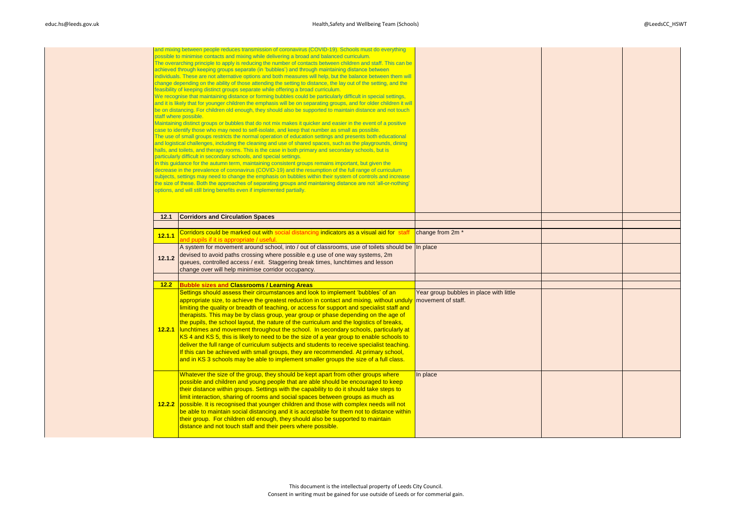| | | | | |
|---|---|---|---|---|
| | and mixing between people reduces transmission of coronavirus (COVID-19). Schools must do everything possible to minimise contacts and mixing while delivering a broad and balanced curriculum. The overarching principle to apply is reducing the number of contacts between children and staff. This can be achieved through keeping groups separate (in 'bubbles') and through maintaining distance between individuals. These are not alternative options and both measures will help, but the balance between them will change depending on the ability of those attending the setting to distance, the lay out of the setting, and the feasibility of keeping distinct groups separate while offering a broad curriculum. We recognise that maintaining distance or forming bubbles could be particularly difficult in special settings, and it is likely that for younger children the emphasis will be on separating groups, and for older children it will be on distancing. For children old enough, they should also be supported to maintain distance and not touch staff where possible. Maintaining distinct groups or bubbles that do not mix makes it quicker and easier in the event of a positive case to identify those who may need to self-isolate, and keep that number as small as possible. The use of small groups restricts the normal operation of education settings and presents both educational and logistical challenges, including the cleaning and use of shared spaces, such as the playgrounds, dining halls, and toilets, and therapy rooms. This is the case in both primary and secondary schools, but is particularly difficult in secondary schools, and special settings. In this guidance for the autumn term, maintaining consistent groups remains important, but given the decrease in the prevalence of coronavirus (COVID-19) and the resumption of the full range of curriculum subjects, settings may need to change the emphasis on bubbles within their system of controls and increase the size of these. Both the approaches of separating groups and maintaining distance are not 'all-or-nothing' options, and will still bring benefits even if implemented partially. | | | |
| **12.1** | **Corridors and Circulation Spaces** | | | |
| | | | | |
| **12.1.1** | Corridors could be marked out with social distancing indicators as a visual aid for staff and pupils if it is appropriate / useful. | change from 2m * | | |
| **12.1.2** | A system for movement around school, into / out of classrooms, use of toilets should be devised to avoid paths crossing where possible e.g use of one way systems, 2m queues, controlled access / exit. Staggering break times, lunchtimes and lesson change over will help minimise corridor occupancy. | In place | | |
| | | | | |
| **12.2** | **Bubble sizes and Classrooms / Learning Areas** | | | |
| **12.2.1** | Settings should assess their circumstances and look to implement 'bubbles' of an appropriate size, to achieve the greatest reduction in contact and mixing, without unduly limiting the quality or breadth of teaching, or access for support and specialist staff and therapists. This may be by class group, year group or phase depending on the age of the pupils, the school layout, the nature of the curriculum and the logistics of breaks, lunchtimes and movement throughout the school. In secondary schools, particularly at KS 4 and KS 5, this is likely to need to be the size of a year group to enable schools to deliver the full range of curriculum subjects and students to receive specialist teaching. If this can be achieved with small groups, they are recommended. At primary school, and in KS 3 schools may be able to implement smaller groups the size of a full class. | Year group bubbles in place with little movement of staff. | | |
| **12.2.2** | Whatever the size of the group, they should be kept apart from other groups where possible and children and young people that are able should be encouraged to keep their distance within groups. Settings with the capability to do it should take steps to limit interaction, sharing of rooms and social spaces between groups as much as possible. It is recognised that younger children and those with complex needs will not be able to maintain social distancing and it is acceptable for them not to distance within their group. For children old enough, they should also be supported to maintain distance and not touch staff and their peers where possible. | In place | | |

This document is the intellectual property of Leeds City Council.
Consent in writing must be gained for use outside of Leeds or for commerial gain.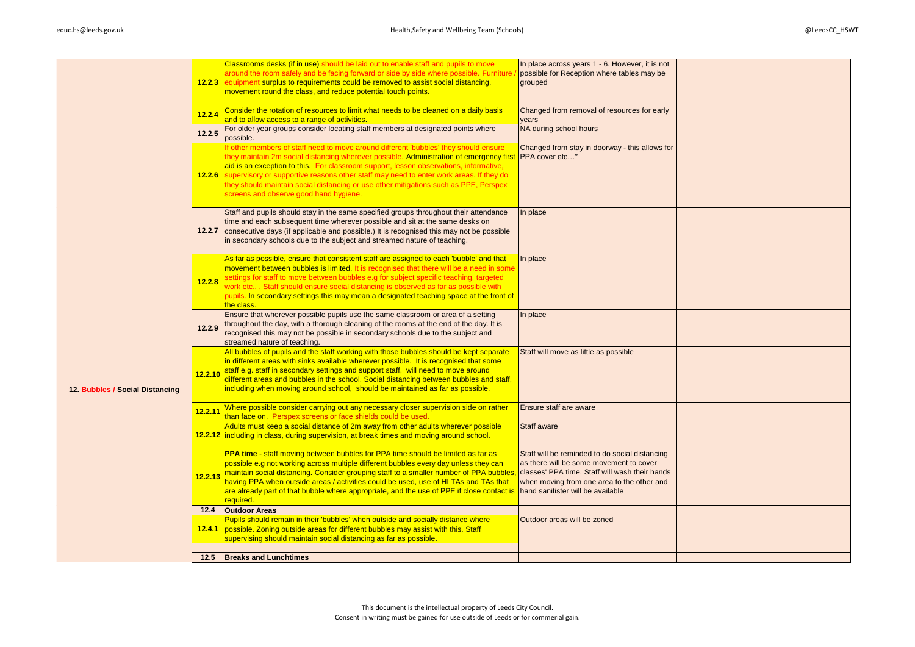| | | | | | |
|---|---|---|---|---|---|
| 12. Bubbles / Social Distancing | 12.2.3 | Classrooms desks (if in use) should be laid out to enable staff and pupils to move around the room safely and be facing forward or side by side where possible. Furniture / equipment surplus to requirements could be removed to assist social distancing, movement round the class, and reduce potential touch points. | In place across years 1 - 6. However, it is not possible for Reception where tables may be grouped | | |
| | 12.2.4 | Consider the rotation of resources to limit what needs to be cleaned on a daily basis and to allow access to a range of activities. | Changed from removal of resources for early years | | |
| | 12.2.5 | For older year groups consider locating staff members at designated points where possible. | NA during school hours | | |
| | 12.2.6 | If other members of staff need to move around different 'bubbles' they should ensure they maintain 2m social distancing wherever possible. Administration of emergency first aid is an exception to this. For classroom support, lesson observations, informative, supervisory or supportive reasons other staff may need to enter work areas. If they do they should maintain social distancing or use other mitigations such as PPE, Perspex screens and observe good hand hygiene. | Changed from stay in doorway - this allows for PPA cover etc…* | | |
| | 12.2.7 | Staff and pupils should stay in the same specified groups throughout their attendance time and each subsequent time wherever possible and sit at the same desks on consecutive days (if applicable and possible.) It is recognised this may not be possible in secondary schools due to the subject and streamed nature of teaching. | In place | | |
| | 12.2.8 | As far as possible, ensure that consistent staff are assigned to each 'bubble' and that movement between bubbles is limited. It is recognised that there will be a need in some settings for staff to move between bubbles e.g for subject specific teaching, targeted work etc.. . Staff should ensure social distancing is observed as far as possible with pupils. In secondary settings this may mean a designated teaching space at the front of the class. | In place | | |
| | 12.2.9 | Ensure that wherever possible pupils use the same classroom or area of a setting throughout the day, with a thorough cleaning of the rooms at the end of the day. It is recognised this may not be possible in secondary schools due to the subject and streamed nature of teaching. | In place | | |
| | 12.2.10 | All bubbles of pupils and the staff working with those bubbles should be kept separate in different areas with sinks available wherever possible. It is recognised that some staff e.g. staff in secondary settings and support staff, will need to move around different areas and bubbles in the school. Social distancing between bubbles and staff, including when moving around school, should be maintained as far as possible. | Staff will move as little as possible | | |
| | 12.2.11 | Where possible consider carrying out any necessary closer supervision side on rather than face on. Perspex screens or face shields could be used. | Ensure staff are aware | | |
| | 12.2.12 | Adults must keep a social distance of 2m away from other adults wherever possible including in class, during supervision, at break times and moving around school. | Staff aware | | |
| | 12.2.13 | **PPA time** - staff moving between bubbles for PPA time should be limited as far as possible e.g not working across multiple different bubbles every day unless they can maintain social distancing. Consider grouping staff to a smaller number of PPA bubbles, having PPA when outside areas / activities could be used, use of HLTAs and TAs that are already part of that bubble where appropriate, and the use of PPE if close contact is required. | Staff will be reminded to do social distancing as there will be some movement to cover classes' PPA time. Staff will wash their hands when moving from one area to the other and hand sanitister will be available | | |
| | **12.4** | **Outdoor Areas** | | | |
| | 12.4.1 | Pupils should remain in their 'bubbles' when outside and socially distance where possible. Zoning outside areas for different bubbles may assist with this. Staff supervising should maintain social distancing as far as possible. | Outdoor areas will be zoned | | |
| | | | | | |
| | **12.5** | **Breaks and Lunchtimes** | | | |

This document is the intellectual property of Leeds City Council.
Consent in writing must be gained for use outside of Leeds or for commerial gain.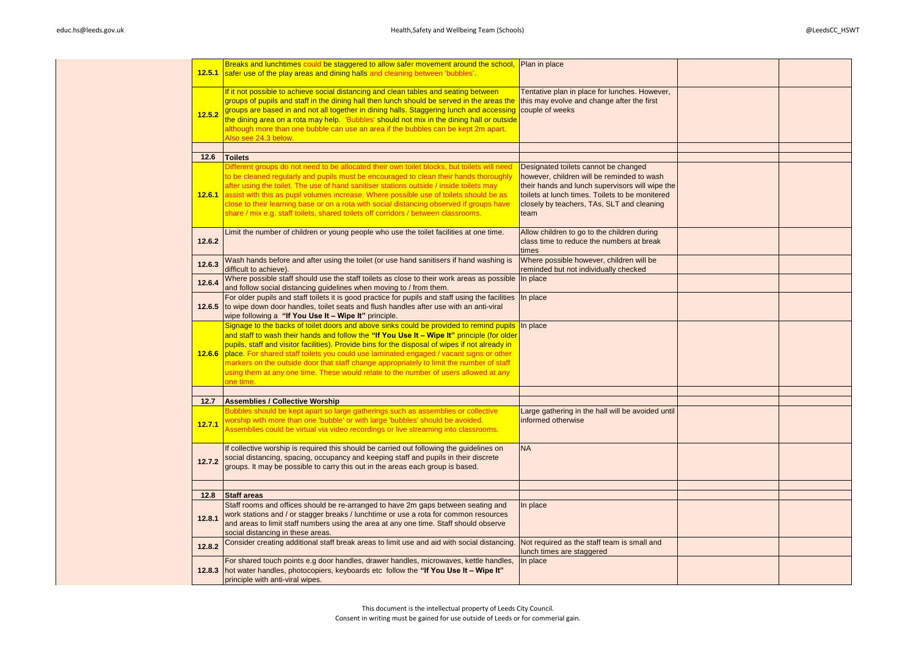| | | | | |
|---|---|---|---|---|
| 12.5.1 | Breaks and lunchtimes could be staggered to allow safer movement around the school, safer use of the play areas and dining halls and cleaning between 'bubbles'. | Plan in place | | |
| 12.5.2 | If it not possible to achieve social distancing and clean tables and seating between groups of pupils and staff in the dining hall then lunch should be served in the areas the groups are based in and not all together in dining halls. Staggering lunch and accessing the dining area on a rota may help. 'Bubbles' should not mix in the dining hall or outside although more than one bubble can use an area if the bubbles can be kept 2m apart. Also see 24.3 below. | Tentative plan in place for lunches. However, this may evolve and change after the first couple of weeks | | |
| | | | | |
| 12.6 | **Toilets** | | | |
| 12.6.1 | Different groups do not need to be allocated their own toilet blocks, but toilets will need to be cleaned regularly and pupils must be encouraged to clean their hands thoroughly after using the toilet. The use of hand sanitiser stations outside / inside toilets may assist with this as pupil volumes increase. Where possible use of toilets should be as close to their learning base or on a rota with social distancing observed if groups have share / mix e.g. staff toilets, shared toilets off corridors / between classrooms. | Designated toilets cannot be changed however, children will be reminded to wash their hands and lunch supervisors will wipe the toilets at lunch times. Toilets to be monitered closely by teachers, TAs, SLT and cleaning team | | |
| 12.6.2 | Limit the number of children or young people who use the toilet facilities at one time. | Allow children to go to the children during class time to reduce the numbers at break times | | |
| 12.6.3 | Wash hands before and after using the toilet (or use hand sanitisers if hand washing is difficult to achieve). | Where possible however, children will be reminded but not individually checked | | |
| 12.6.4 | Where possible staff should use the staff toilets as close to their work areas as possible and follow social distancing guidelines when moving to / from them. | In place | | |
| 12.6.5 | For older pupils and staff toilets it is good practice for pupils and staff using the facilities to wipe down door handles, toilet seats and flush handles after use with an anti-viral wipe following a **"If You Use It – Wipe It"** principle. | In place | | |
| 12.6.6 | Signage to the backs of toilet doors and above sinks could be provided to remind pupils and staff to wash their hands and follow the **"If You Use It – Wipe It"** principle (for older pupils, staff and visitor facilities). Provide bins for the disposal of wipes if not already in place. For shared staff toilets you could use laminated engaged / vacant signs or other markers on the outside door that staff change appropriately to limit the number of staff using them at any one time. These would relate to the number of users allowed at any one time. | In place | | |
| | | | | |
| 12.7 | **Assemblies / Collective Worship** | | | |
| 12.7.1 | Bubbles should be kept apart so large gatherings such as assemblies or collective worship with more than one 'bubble' or with large 'bubbles' should be avoided. Assemblies could be virtual via video recordings or live streaming into classrooms. | Large gathering in the hall will be avoided until informed otherwise | | |
| 12.7.2 | If collective worship is required this should be carried out following the guidelines on social distancing, spacing, occupancy and keeping staff and pupils in their discrete groups. It may be possible to carry this out in the areas each group is based. | NA | | |
| | | | | |
| 12.8 | **Staff areas** | | | |
| 12.8.1 | Staff rooms and offices should be re-arranged to have 2m gaps between seating and work stations and / or stagger breaks / lunchtime or use a rota for common resources and areas to limit staff numbers using the area at any one time. Staff should observe social distancing in these areas. | In place | | |
| 12.8.2 | Consider creating additional staff break areas to limit use and aid with social distancing. | Not required as the staff team is small and lunch times are staggered | | |
| 12.8.3 | For shared touch points e.g door handles, drawer handles, microwaves, kettle handles, hot water handles, photocopiers, keyboards etc follow the **"If You Use It – Wipe It"** principle with anti-viral wipes. | In place | | |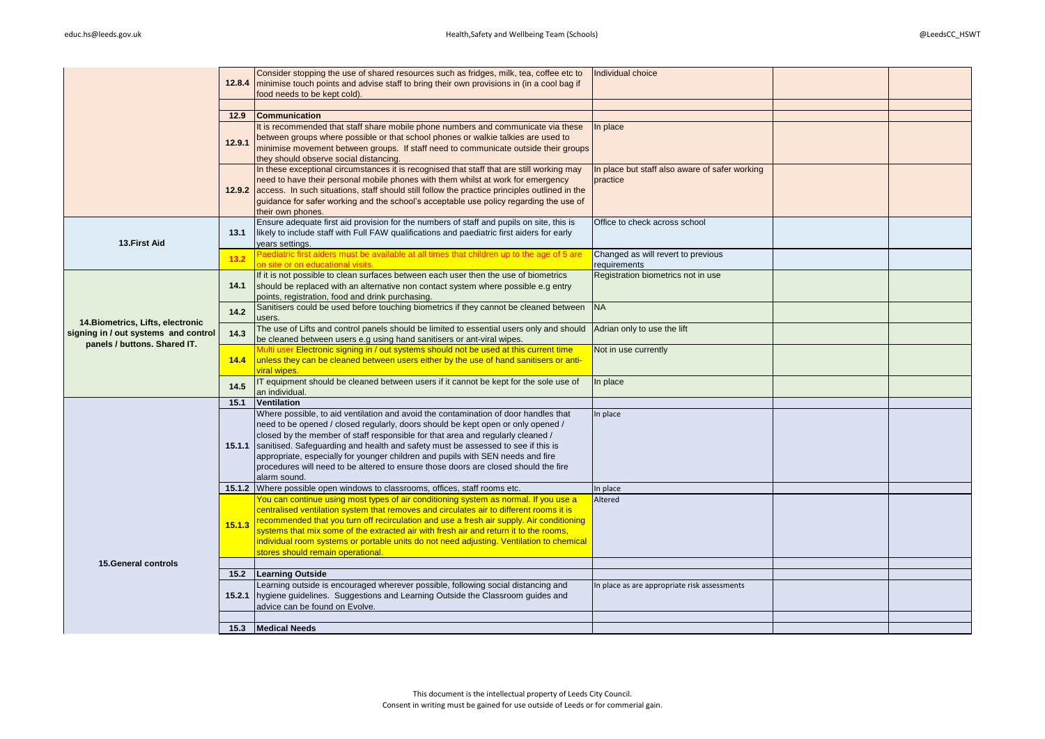| | | | | | |
|---|---|---|---|---|---|
| | 12.8.4 | Consider stopping the use of shared resources such as fridges, milk, tea, coffee etc to minimise touch points and advise staff to bring their own provisions in (in a cool bag if food needs to be kept cold). | Individual choice | | |
| | | | | | |
| | 12.9 | **Communication** | | | |
| | 12.9.1 | It is recommended that staff share mobile phone numbers and communicate via these between groups where possible or that school phones or walkie talkies are used to minimise movement between groups. If staff need to communicate outside their groups they should observe social distancing. | In place | | |
| | 12.9.2 | In these exceptional circumstances it is recognised that staff that are still working may need to have their personal mobile phones with them whilst at work for emergency access. In such situations, staff should still follow the practice principles outlined in the guidance for safer working and the school's acceptable use policy regarding the use of their own phones. | In place but staff also aware of safer working practice | | |
| **13.First Aid** | 13.1 | Ensure adequate first aid provision for the numbers of staff and pupils on site, this is likely to include staff with Full FAW qualifications and paediatric first aiders for early years settings. | Office to check across school | | |
| | 13.2 | Paediatric first aiders must be available at all times that children up to the age of 5 are on site or on educational visits. | Changed as will revert to previous requirements | | |
| **14.Biometrics, Lifts, electronic signing in / out systems and control panels / buttons. Shared IT.** | 14.1 | If it is not possible to clean surfaces between each user then the use of biometrics should be replaced with an alternative non contact system where possible e.g entry points, registration, food and drink purchasing. | Registration biometrics not in use | | |
| | 14.2 | Sanitisers could be used before touching biometrics if they cannot be cleaned between users. | NA | | |
| | 14.3 | The use of Lifts and control panels should be limited to essential users only and should be cleaned between users e.g using hand sanitisers or ant-viral wipes. | Adrian only to use the lift | | |
| | 14.4 | Multi user Electronic signing in / out systems should not be used at this current time unless they can be cleaned between users either by the use of hand sanitisers or anti-viral wipes. | Not in use currently | | |
| | 14.5 | IT equipment should be cleaned between users if it cannot be kept for the sole use of an individual. | In place | | |
| **15.General controls** | 15.1 | **Ventilation** | | | |
| | 15.1.1 | Where possible, to aid ventilation and avoid the contamination of door handles that need to be opened / closed regularly, doors should be kept open or only opened / closed by the member of staff responsible for that area and regularly cleaned / sanitised. Safeguarding and health and safety must be assessed to see if this is appropriate, especially for younger children and pupils with SEN needs and fire procedures will need to be altered to ensure those doors are closed should the fire alarm sound. | In place | | |
| | 15.1.2 | Where possible open windows to classrooms, offices, staff rooms etc. | In place | | |
| | 15.1.3 | You can continue using most types of air conditioning system as normal. If you use a centralised ventilation system that removes and circulates air to different rooms it is recommended that you turn off recirculation and use a fresh air supply. Air conditioning systems that mix some of the extracted air with fresh air and return it to the rooms, individual room systems or portable units do not need adjusting. Ventilation to chemical stores should remain operational. | Altered | | |
| | | | | | |
| | 15.2 | **Learning Outside** | | | |
| | 15.2.1 | Learning outside is encouraged wherever possible, following social distancing and hygiene guidelines. Suggestions and Learning Outside the Classroom guides and advice can be found on Evolve. | In place as are appropriate risk assessments | | |
| | | | | | |
| | 15.3 | **Medical Needs** | | | |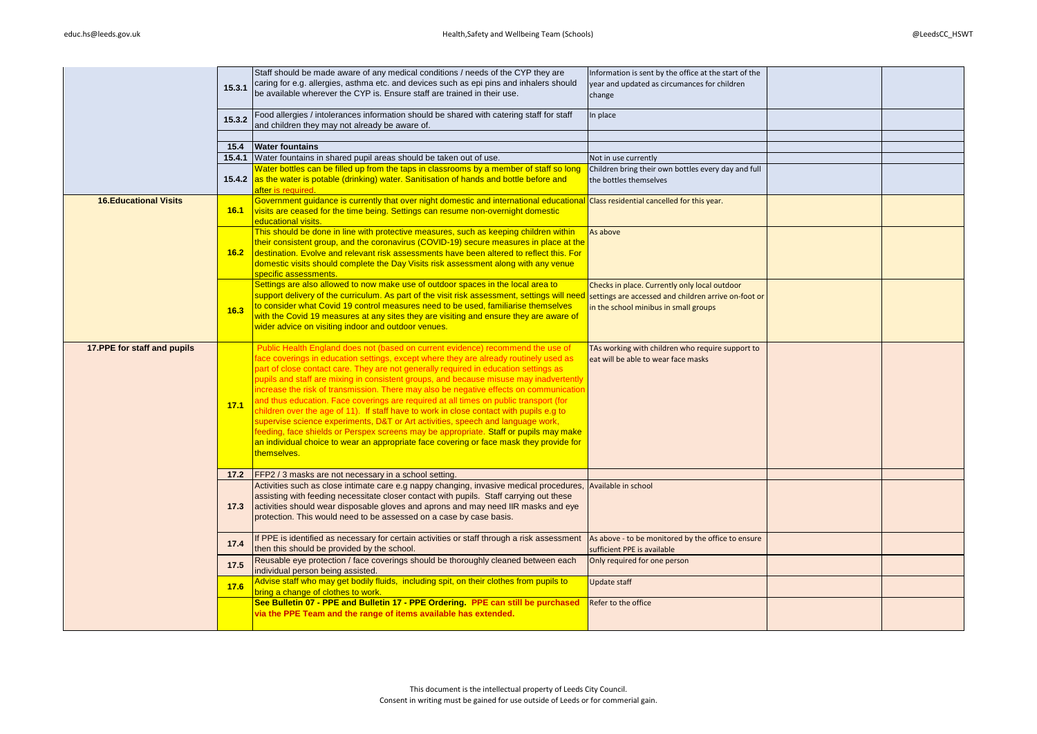| | | | | | |
|---|---|---|---|---|---|
| | **15.3.1** | Staff should be made aware of any medical conditions / needs of the CYP they are caring for e.g. allergies, asthma etc. and devices such as epi pins and inhalers should be available wherever the CYP is. Ensure staff are trained in their use. | Information is sent by the office at the start of the year and updated as circumances for children change | | |
| | **15.3.2** | Food allergies / intolerances information should be shared with catering staff for staff and children they may not already be aware of. | In place | | |
| | | | | | |
| | **15.4** | **Water fountains** | | | |
| | **15.4.1** | Water fountains in shared pupil areas should be taken out of use. | Not in use currently | | |
| | **15.4.2** | Water bottles can be filled up from the taps in classrooms by a member of staff so long as the water is potable (drinking) water. Sanitisation of hands and bottle before and after is required. | Children bring their own bottles every day and full the bottles themselves | | |
| **16.Educational Visits** | **16.1** | Government guidance is currently that over night domestic and international educational visits are ceased for the time being. Settings can resume non-overnight domestic educational visits. | Class residential cancelled for this year. | | |
| | **16.2** | This should be done in line with protective measures, such as keeping children within their consistent group, and the coronavirus (COVID-19) secure measures in place at the destination. Evolve and relevant risk assessments have been altered to reflect this. For domestic visits should complete the Day Visits risk assessment along with any venue specific assessments. | As above | | |
| | **16.3** | Settings are also allowed to now make use of outdoor spaces in the local area to support delivery of the curriculum. As part of the visit risk assessment, settings will need to consider what Covid 19 control measures need to be used, familiarise themselves with the Covid 19 measures at any sites they are visiting and ensure they are aware of wider advice on visiting indoor and outdoor venues. | Checks in place. Currently only local outdoor settings are accessed and children arrive on-foot or in the school minibus in small groups | | |
| **17.PPE for staff and pupils** | **17.1** | Public Health England does not (based on current evidence) recommend the use of face coverings in education settings, except where they are already routinely used as part of close contact care. They are not generally required in education settings as pupils and staff are mixing in consistent groups, and because misuse may inadvertently increase the risk of transmission. There may also be negative effects on communication and thus education. Face coverings are required at all times on public transport (for children over the age of 11). If staff have to work in close contact with pupils e.g to supervise science experiments, D&T or Art activities, speech and language work, feeding, face shields or Perspex screens may be appropriate. Staff or pupils may make an individual choice to wear an appropriate face covering or face mask they provide for themselves. | TAs working with children who require support to eat will be able to wear face masks | | |
| | **17.2** | FFP2 / 3 masks are not necessary in a school setting. | | | |
| | **17.3** | Activities such as close intimate care e.g nappy changing, invasive medical procedures, assisting with feeding necessitate closer contact with pupils. Staff carrying out these activities should wear disposable gloves and aprons and may need IIR masks and eye protection. This would need to be assessed on a case by case basis. | Available in school | | |
| | **17.4** | If PPE is identified as necessary for certain activities or staff through a risk assessment then this should be provided by the school. | As above - to be monitored by the office to ensure sufficient PPE is available | | |
| | **17.5** | Reusable eye protection / face coverings should be thoroughly cleaned between each individual person being assisted. | Only required for one person | | |
| | **17.6** | Advise staff who may get bodily fluids, including spit, on their clothes from pupils to bring a change of clothes to work. | Update staff | | |
| | | **See Bulletin 07 - PPE and Bulletin 17 - PPE Ordering. PPE can still be purchased via the PPE Team and the range of items available has extended.** | Refer to the office | | |

This document is the intellectual property of Leeds City Council.
Consent in writing must be gained for use outside of Leeds or for commerial gain.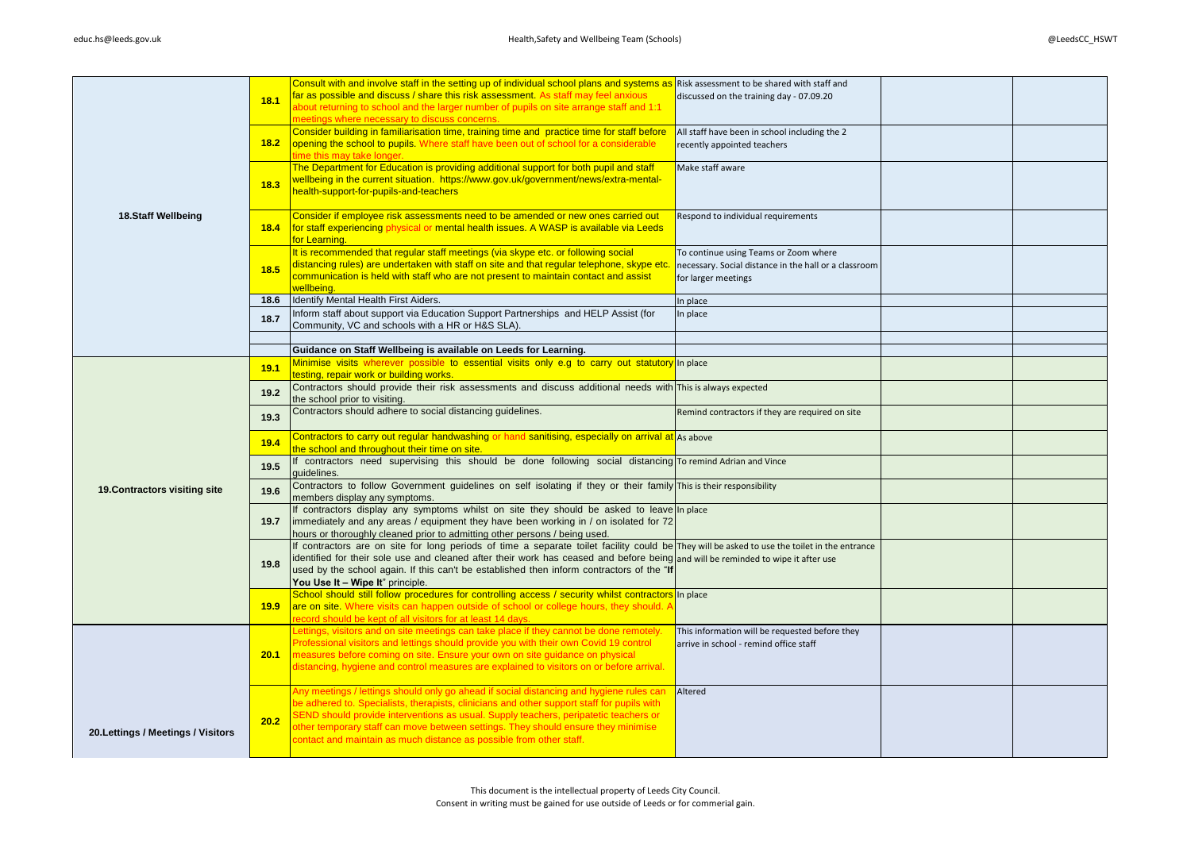| | | | | | |
|---|---|---|---|---|---|
| **18.Staff Wellbeing** | **18.1** | Consult with and involve staff in the setting up of individual school plans and systems as far as possible and discuss / share this risk assessment. As staff may feel anxious about returning to school and the larger number of pupils on site arrange staff and 1:1 meetings where necessary to discuss concerns. | Risk assessment to be shared with staff and discussed on the training day - 07.09.20 | | |
| | **18.2** | Consider building in familiarisation time, training time and practice time for staff before opening the school to pupils. Where staff have been out of school for a considerable time this may take longer. | All staff have been in school including the 2 recently appointed teachers | | |
| | **18.3** | The Department for Education is providing additional support for both pupil and staff wellbeing in the current situation. https://www.gov.uk/government/news/extra-mental-health-support-for-pupils-and-teachers | Make staff aware | | |
| | **18.4** | Consider if employee risk assessments need to be amended or new ones carried out for staff experiencing physical or mental health issues. A WASP is available via Leeds for Learning. | Respond to individual requirements | | |
| | **18.5** | It is recommended that regular staff meetings (via skype etc. or following social distancing rules) are undertaken with staff on site and that regular telephone, skype etc. communication is held with staff who are not present to maintain contact and assist wellbeing. | To continue using Teams or Zoom where necessary. Social distance in the hall or a classroom for larger meetings | | |
| | **18.6** | Identify Mental Health First Aiders. | In place | | |
| | **18.7** | Inform staff about support via Education Support Partnerships and HELP Assist (for Community, VC and schools with a HR or H&S SLA). | In place | | |
| | | | | | |
| | | **Guidance on Staff Wellbeing is available on Leeds for Learning.** | | | |
| **19.Contractors visiting site** | **19.1** | Minimise visits wherever possible to essential visits only e.g to carry out statutory testing, repair work or building works. | In place | | |
| | **19.2** | Contractors should provide their risk assessments and discuss additional needs with the school prior to visiting. | This is always expected | | |
| | **19.3** | Contractors should adhere to social distancing guidelines. | Remind contractors if they are required on site | | |
| | **19.4** | Contractors to carry out regular handwashing or hand sanitising, especially on arrival at the school and throughout their time on site. | As above | | |
| | **19.5** | If contractors need supervising this should be done following social distancing guidelines. | To remind Adrian and Vince | | |
| | **19.6** | Contractors to follow Government guidelines on self isolating if they or their family members display any symptoms. | This is their responsibility | | |
| | **19.7** | If contractors display any symptoms whilst on site they should be asked to leave immediately and any areas / equipment they have been working in / on isolated for 72 hours or thoroughly cleaned prior to admitting other persons / being used. | In place | | |
| | **19.8** | If contractors are on site for long periods of time a separate toilet facility could be identified for their sole use and cleaned after their work has ceased and before being used by the school again. If this can't be established then inform contractors of the "**If You Use It – Wipe It**" principle. | They will be asked to use the toilet in the entrance and will be reminded to wipe it after use | | |
| | **19.9** | School should still follow procedures for controlling access / security whilst contractors are on site. Where visits can happen outside of school or college hours, they should. A record should be kept of all visitors for at least 14 days. | In place | | |
| **20.Lettings / Meetings / Visitors** | **20.1** | Lettings, visitors and on site meetings can take place if they cannot be done remotely. Professional visitors and lettings should provide you with their own Covid 19 control measures before coming on site. Ensure your own on site guidance on physical distancing, hygiene and control measures are explained to visitors on or before arrival. | This information will be requested before they arrive in school - remind office staff | | |
| | **20.2** | Any meetings / lettings should only go ahead if social distancing and hygiene rules can be adhered to. Specialists, therapists, clinicians and other support staff for pupils with SEND should provide interventions as usual. Supply teachers, peripatetic teachers or other temporary staff can move between settings. They should ensure they minimise contact and maintain as much distance as possible from other staff. | Altered | | |

This document is the intellectual property of Leeds City Council.
Consent in writing must be gained for use outside of Leeds or for commerial gain.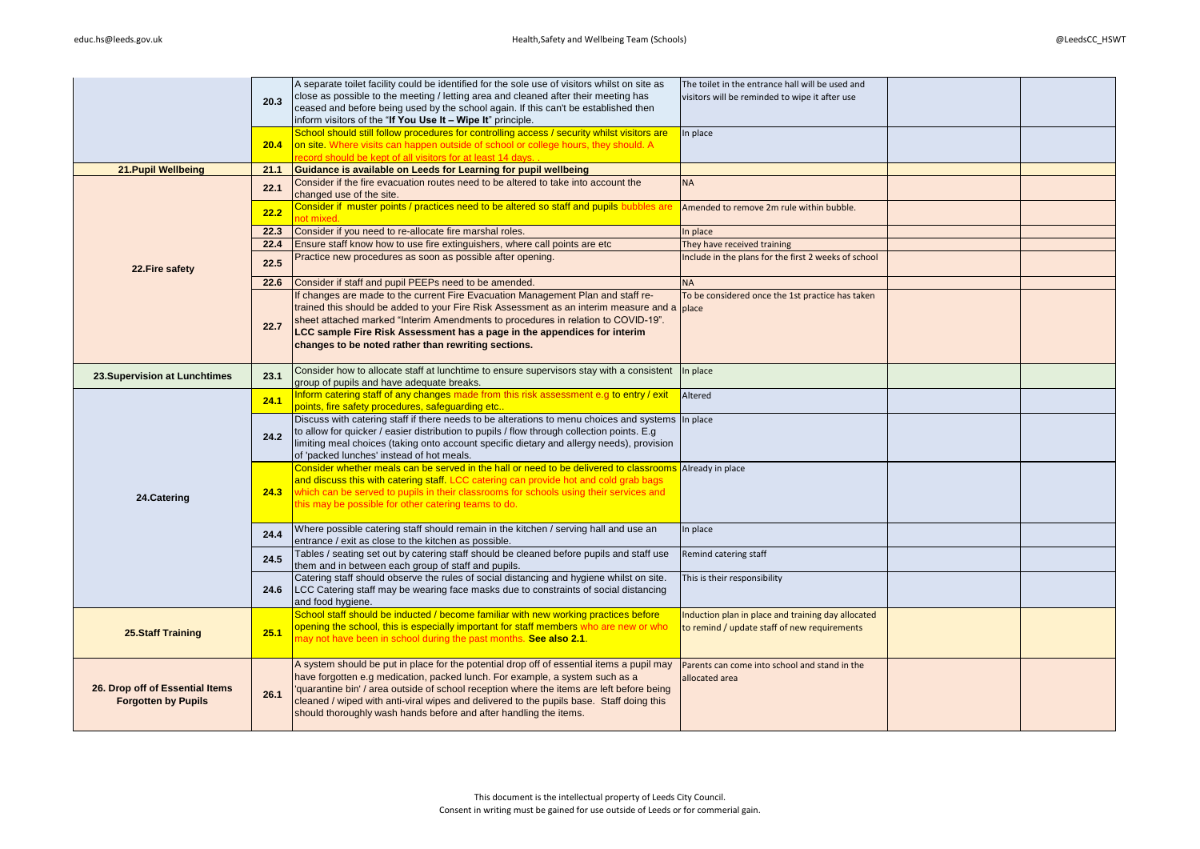| | | | | | |
|---|---|---|---|---|---|
| | 20.3 | A separate toilet facility could be identified for the sole use of visitors whilst on site as close as possible to the meeting / letting area and cleaned after their meeting has ceased and before being used by the school again. If this can't be established then inform visitors of the "**If You Use It – Wipe It**" principle. | The toilet in the entrance hall will be used and visitors will be reminded to wipe it after use | | |
| | 20.4 | School should still follow procedures for controlling access / security whilst visitors are on site. Where visits can happen outside of school or college hours, they should. A record should be kept of all visitors for at least 14 days. . | In place | | |
| **21.Pupil Wellbeing** | 21.1 | **Guidance is available on Leeds for Learning for pupil wellbeing** | | | |
| **22.Fire safety** | 22.1 | Consider if the fire evacuation routes need to be altered to take into account the changed use of the site. | NA | | |
| | 22.2 | Consider if muster points / practices need to be altered so staff and pupils bubbles are not mixed. | Amended to remove 2m rule within bubble. | | |
| | 22.3 | Consider if you need to re-allocate fire marshal roles. | In place | | |
| | 22.4 | Ensure staff know how to use fire extinguishers, where call points are etc | They have received training | | |
| | 22.5 | Practice new procedures as soon as possible after opening. | Include in the plans for the first 2 weeks of school | | |
| | 22.6 | Consider if staff and pupil PEEPs need to be amended. | NA | | |
| | 22.7 | If changes are made to the current Fire Evacuation Management Plan and staff re-trained this should be added to your Fire Risk Assessment as an interim measure and a sheet attached marked "Interim Amendments to procedures in relation to COVID-19". **LCC sample Fire Risk Assessment has a page in the appendices for interim changes to be noted rather than rewriting sections.** | To be considered once the 1st practice has taken place | | |
| **23.Supervision at Lunchtimes** | 23.1 | Consider how to allocate staff at lunchtime to ensure supervisors stay with a consistent group of pupils and have adequate breaks. | In place | | |
| **24.Catering** | 24.1 | Inform catering staff of any changes made from this risk assessment e.g to entry / exit points, fire safety procedures, safeguarding etc.. | Altered | | |
| | 24.2 | Discuss with catering staff if there needs to be alterations to menu choices and systems to allow for quicker / easier distribution to pupils / flow through collection points. E.g limiting meal choices (taking onto account specific dietary and allergy needs), provision of 'packed lunches' instead of hot meals. | In place | | |
| | 24.3 | Consider whether meals can be served in the hall or need to be delivered to classrooms and discuss this with catering staff. LCC catering can provide hot and cold grab bags which can be served to pupils in their classrooms for schools using their services and this may be possible for other catering teams to do. | Already in place | | |
| | 24.4 | Where possible catering staff should remain in the kitchen / serving hall and use an entrance / exit as close to the kitchen as possible. | In place | | |
| | 24.5 | Tables / seating set out by catering staff should be cleaned before pupils and staff use them and in between each group of staff and pupils. | Remind catering staff | | |
| | 24.6 | Catering staff should observe the rules of social distancing and hygiene whilst on site. LCC Catering staff may be wearing face masks due to constraints of social distancing and food hygiene. | This is their responsibility | | |
| **25.Staff Training** | 25.1 | School staff should be inducted / become familiar with new working practices before opening the school, this is especially important for staff members who are new or who may not have been in school during the past months. **See also 2.1**. | Induction plan in place and training day allocated to remind / update staff of new requirements | | |
| **26. Drop off of Essential Items Forgotten by Pupils** | 26.1 | A system should be put in place for the potential drop off of essential items a pupil may have forgotten e.g medication, packed lunch. For example, a system such as a 'quarantine bin' / area outside of school reception where the items are left before being cleaned / wiped with anti-viral wipes and delivered to the pupils base. Staff doing this should thoroughly wash hands before and after handling the items. | Parents can come into school and stand in the allocated area | | |

This document is the intellectual property of Leeds City Council.
Consent in writing must be gained for use outside of Leeds or for commerial gain.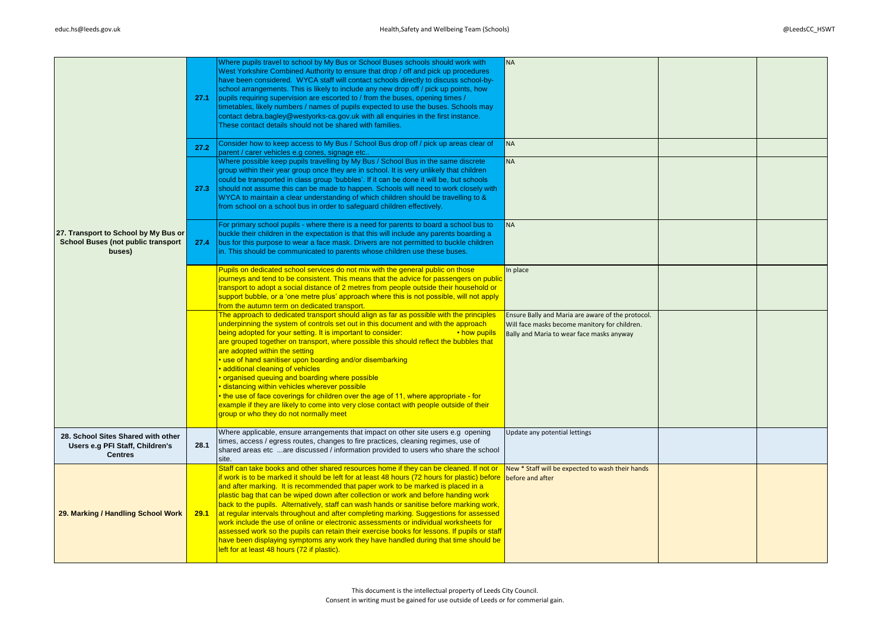| | | | | | |
|---|---|---|---|---|---|
| 27. Transport to School by My Bus or School Buses (not public transport buses) | 27.1 | Where pupils travel to school by My Bus or School Buses schools should work with West Yorkshire Combined Authority to ensure that drop / off and pick up procedures have been considered. WYCA staff will contact schools directly to discuss school-by-school arrangements. This is likely to include any new drop off / pick up points, how pupils requiring supervision are escorted to / from the buses, opening times / timetables, likely numbers / names of pupils expected to use the buses. Schools may contact debra.bagley@westyorks-ca.gov.uk with all enquiries in the first instance. These contact details should not be shared with families. | NA | | |
| | 27.2 | Consider how to keep access to My Bus / School Bus drop off / pick up areas clear of parent / carer vehicles e.g cones, signage etc.. | NA | | |
| | 27.3 | Where possible keep pupils travelling by My Bus / School Bus in the same discrete group within their year group once they are in school. It is very unlikely that children could be transported in class group 'bubbles'. If it can be done it will be, but schools should not assume this can be made to happen. Schools will need to work closely with WYCA to maintain a clear understanding of which children should be travelling to & from school on a school bus in order to safeguard children effectively. | NA | | |
| | 27.4 | For primary school pupils - where there is a need for parents to board a school bus to buckle their children in the expectation is that this will include any parents boarding a bus for this purpose to wear a face mask. Drivers are not permitted to buckle children in. This should be communicated to parents whose children use these buses. | NA | | |
| | | Pupils on dedicated school services do not mix with the general public on those journeys and tend to be consistent. This means that the advice for passengers on public transport to adopt a social distance of 2 metres from people outside their household or support bubble, or a 'one metre plus' approach where this is not possible, will not apply from the autumn term on dedicated transport. | In place | | |
| | | The approach to dedicated transport should align as far as possible with the principles underpinning the system of controls set out in this document and with the approach being adopted for your setting. It is important to consider: • how pupils are grouped together on transport, where possible this should reflect the bubbles that are adopted within the setting<br>• use of hand sanitiser upon boarding and/or disembarking<br>• additional cleaning of vehicles<br>• organised queuing and boarding where possible<br>• distancing within vehicles wherever possible<br>• the use of face coverings for children over the age of 11, where appropriate - for example if they are likely to come into very close contact with people outside of their group or who they do not normally meet | Ensure Bally and Maria are aware of the protocol. Will face masks become manitory for children. Bally and Maria to wear face masks anyway | | |
| 28. School Sites Shared with other Users e.g PFI Staff, Children's Centres | 28.1 | Where applicable, ensure arrangements that impact on other site users e.g opening times, access / egress routes, changes to fire practices, cleaning regimes, use of shared areas etc ...are discussed / information provided to users who share the school site. | Update any potential lettings | | |
| 29. Marking / Handling School Work | 29.1 | Staff can take books and other shared resources home if they can be cleaned. If not or if work is to be marked it should be left for at least 48 hours (72 hours for plastic) before and after marking. It is recommended that paper work to be marked is placed in a plastic bag that can be wiped down after collection or work and before handing work back to the pupils. Alternatively, staff can wash hands or sanitise before marking work, at regular intervals throughout and after completing marking. Suggestions for assessed work include the use of online or electronic assessments or individual worksheets for assessed work so the pupils can retain their exercise books for lessons. If pupils or staff have been displaying symptoms any work they have handled during that time should be left for at least 48 hours (72 if plastic). | New * Staff will be expected to wash their hands before and after | | |

This document is the intellectual property of Leeds City Council.
Consent in writing must be gained for use outside of Leeds or for commerial gain.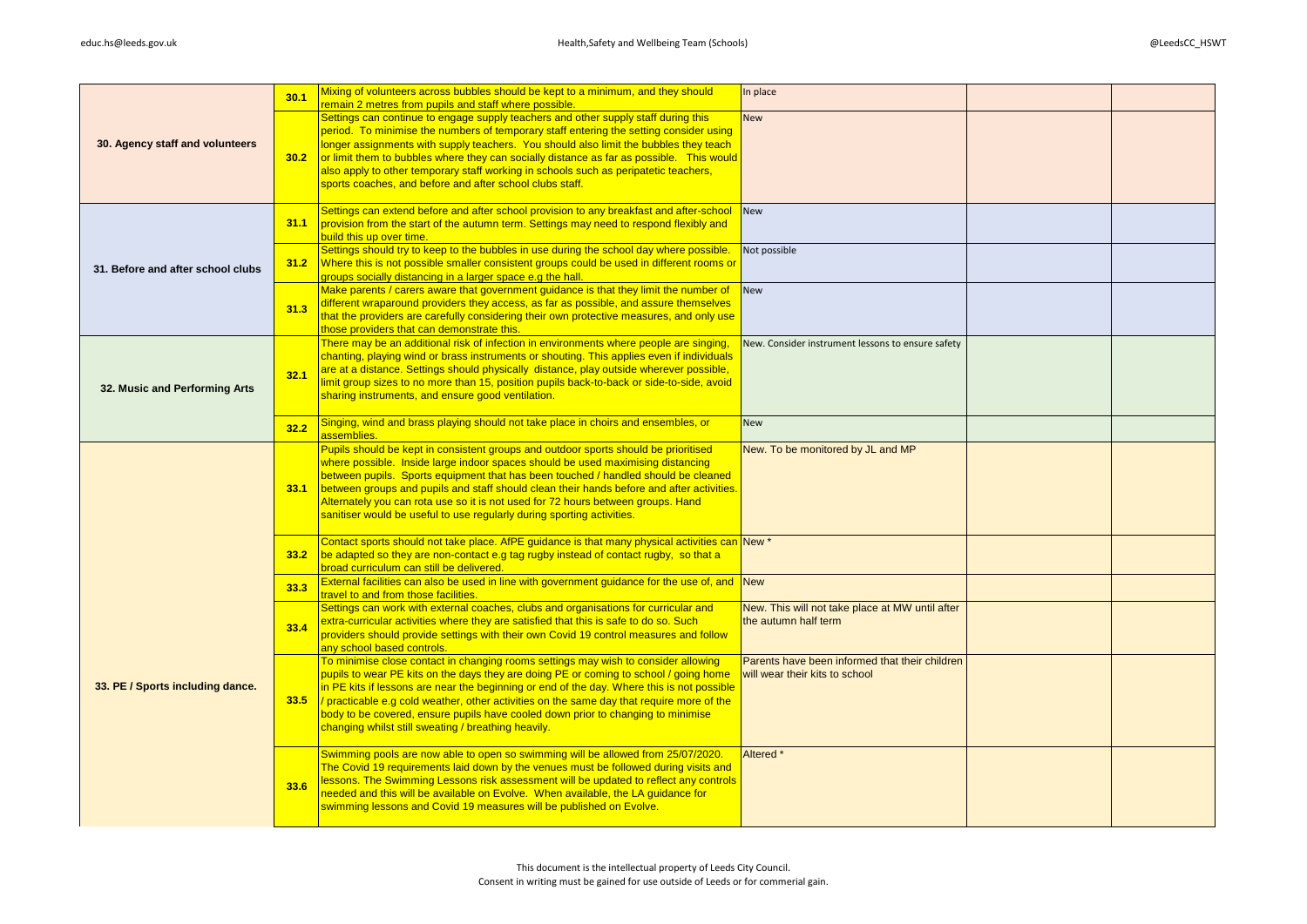| | | | | | |
|---|---|---|---|---|---|
| 30. Agency staff and volunteers | 30.1 | Mixing of volunteers across bubbles should be kept to a minimum, and they should remain 2 metres from pupils and staff where possible. | In place | | |
| | 30.2 | Settings can continue to engage supply teachers and other supply staff during this period. To minimise the numbers of temporary staff entering the setting consider using longer assignments with supply teachers. You should also limit the bubbles they teach or limit them to bubbles where they can socially distance as far as possible. This would also apply to other temporary staff working in schools such as peripatetic teachers, sports coaches, and before and after school clubs staff. | New | | |
| 31. Before and after school clubs | 31.1 | Settings can extend before and after school provision to any breakfast and after-school provision from the start of the autumn term. Settings may need to respond flexibly and build this up over time. | New | | |
| | 31.2 | Settings should try to keep to the bubbles in use during the school day where possible. Where this is not possible smaller consistent groups could be used in different rooms or groups socially distancing in a larger space e.g the hall. | Not possible | | |
| | 31.3 | Make parents / carers aware that government guidance is that they limit the number of different wraparound providers they access, as far as possible, and assure themselves that the providers are carefully considering their own protective measures, and only use those providers that can demonstrate this. | New | | |
| 32. Music and Performing Arts | 32.1 | There may be an additional risk of infection in environments where people are singing, chanting, playing wind or brass instruments or shouting. This applies even if individuals are at a distance. Settings should physically distance, play outside wherever possible, limit group sizes to no more than 15, position pupils back-to-back or side-to-side, avoid sharing instruments, and ensure good ventilation. | New. Consider instrument lessons to ensure safety | | |
| | 32.2 | Singing, wind and brass playing should not take place in choirs and ensembles, or assemblies. | New | | |
| 33. PE / Sports including dance. | 33.1 | Pupils should be kept in consistent groups and outdoor sports should be prioritised where possible. Inside large indoor spaces should be used maximising distancing between pupils. Sports equipment that has been touched / handled should be cleaned between groups and pupils and staff should clean their hands before and after activities. Alternately you can rota use so it is not used for 72 hours between groups. Hand sanitiser would be useful to use regularly during sporting activities. | New. To be monitored by JL and MP | | |
| | 33.2 | Contact sports should not take place. AfPE guidance is that many physical activities can be adapted so they are non-contact e.g tag rugby instead of contact rugby, so that a broad curriculum can still be delivered. | New * | | |
| | 33.3 | External facilities can also be used in line with government guidance for the use of, and travel to and from those facilities. | New | | |
| | 33.4 | Settings can work with external coaches, clubs and organisations for curricular and extra-curricular activities where they are satisfied that this is safe to do so. Such providers should provide settings with their own Covid 19 control measures and follow any school based controls. | New. This will not take place at MW until after the autumn half term | | |
| | 33.5 | To minimise close contact in changing rooms settings may wish to consider allowing pupils to wear PE kits on the days they are doing PE or coming to school / going home in PE kits if lessons are near the beginning or end of the day. Where this is not possible / practicable e.g cold weather, other activities on the same day that require more of the body to be covered, ensure pupils have cooled down prior to changing to minimise changing whilst still sweating / breathing heavily. | Parents have been informed that their children will wear their kits to school | | |
| | 33.6 | Swimming pools are now able to open so swimming will be allowed from 25/07/2020. The Covid 19 requirements laid down by the venues must be followed during visits and lessons. The Swimming Lessons risk assessment will be updated to reflect any controls needed and this will be available on Evolve. When available, the LA guidance for swimming lessons and Covid 19 measures will be published on Evolve. | Altered * | | |

This document is the intellectual property of Leeds City Council.
Consent in writing must be gained for use outside of Leeds or for commerial gain.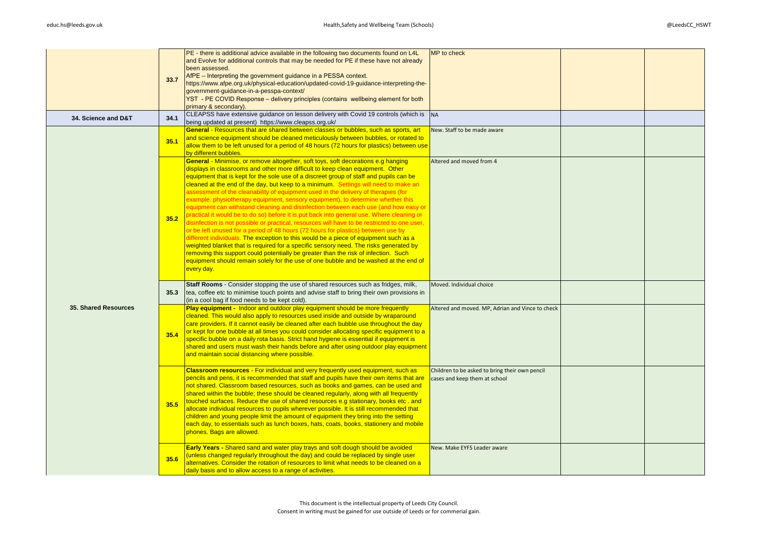| | | | | | |
|---|---|---|---|---|---|
| | 33.7 | PE - there is additional advice available in the following two documents found on L4L and Evolve for additional controls that may be needed for PE if these have not already been assessed.<br>AfPE – Interpreting the government guidance in a PESSA context. https://www.afpe.org.uk/physical-education/updated-covid-19-guidance-interpreting-the-government-guidance-in-a-pesspa-context/<br>YST - PE COVID Response – delivery principles (contains wellbeing element for both primary & secondary). | MP to check | | |
| 34. Science and D&T | 34.1 | CLEAPSS have extensive guidance on lesson delivery with Covid 19 controls (which is being updated at present) https://www.cleapss.org.uk/ | NA | | |
| 35. Shared Resources | 35.1 | **General** - Resources that are shared between classes or bubbles, such as sports, art and science equipment should be cleaned meticulously between bubbles, or rotated to allow them to be left unused for a period of 48 hours (72 hours for plastics) between use by different bubbles. | New. Staff to be made aware | | |
| | 35.2 | **General** - Minimise, or remove altogether, soft toys, soft decorations e.g hanging displays in classrooms and other more difficult to keep clean equipment. Other equipment that is kept for the sole use of a discreet group of staff and pupils can be cleaned at the end of the day, but keep to a minimum. Settings will need to make an assessment of the cleanability of equipment used in the delivery of therapies (for example. physiotherapy equipment, sensory equipment), to determine whether this equipment can withstand cleaning and disinfection between each use (and how easy or practical it would be to do so) before it is put back into general use. Where cleaning or disinfection is not possible or practical, resources will have to be restricted to one user, or be left unused for a period of 48 hours (72 hours for plastics) between use by different individuals. The exception to this would be a piece of equipment such as a weighted blanket that is required for a specific sensory need. The risks generated by removing this support could potentially be greater than the risk of infection. Such equipment should remain solely for the use of one bubble and be washed at the end of every day. | Altered and moved from 4 | | |
| | 35.3 | **Staff Rooms** - Consider stopping the use of shared resources such as fridges, milk, tea, coffee etc to minimise touch points and advise staff to bring their own provisions in (in a cool bag if food needs to be kept cold). | Moved. Individual choice | | |
| | 35.4 | **Play equipment -** Indoor and outdoor play equipment should be more frequently cleaned. This would also apply to resources used inside and outside by wraparound care providers. If it cannot easily be cleaned after each bubble use throughout the day or kept for one bubble at all times you could consider allocating specific equipment to a specific bubble on a daily rota basis. Strict hand hygiene is essential if equipment is shared and users must wash their hands before and after using outdoor play equipment and maintain social distancing where possible. | Altered and moved. MP, Adrian and Vince to check | | |
| | 35.5 | **Classroom resources** - For individual and very frequently used equipment, such as pencils and pens, it is recommended that staff and pupils have their own items that are not shared. Classroom based resources, such as books and games, can be used and shared within the bubble; these should be cleaned regularly, along with all frequently touched surfaces. Reduce the use of shared resources e.g stationary, books etc . and allocate individual resources to pupils wherever possible. It is still recommended that children and young people limit the amount of equipment they bring into the setting each day, to essentials such as lunch boxes, hats, coats, books, stationery and mobile phones. Bags are allowed. | Children to be asked to bring their own pencil cases and keep them at school | | |
| | 35.6 | **Early Years -** Shared sand and water play trays and soft dough should be avoided (unless changed regularly throughout the day) and could be replaced by single user alternatives. Consider the rotation of resources to limit what needs to be cleaned on a daily basis and to allow access to a range of activities. | New. Make EYFS Leader aware | | |

This document is the intellectual property of Leeds City Council.
Consent in writing must be gained for use outside of Leeds or for commerial gain.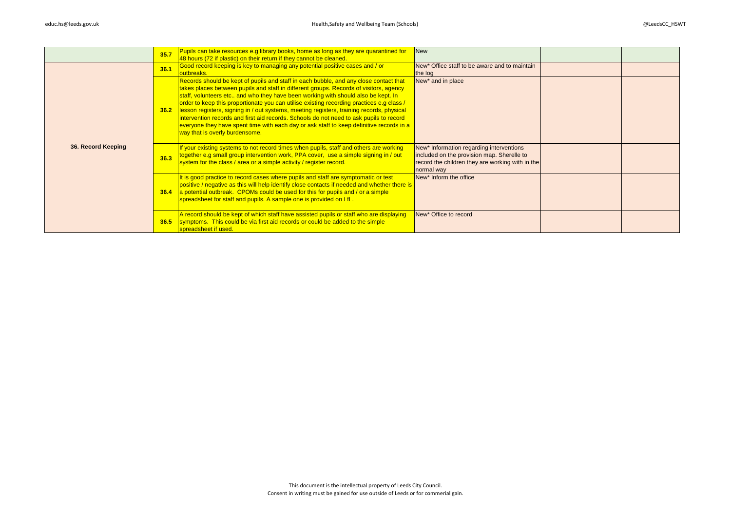| | | | | | |
|---|---|---|---|---|---|
| | 35.7 | Pupils can take resources e.g library books, home as long as they are quarantined for 48 hours (72 if plastic) on their return if they cannot be cleaned. | New | | |
| 36. Record Keeping | 36.1 | Good record keeping is key to managing any potential positive cases and / or outbreaks. | New* Office staff to be aware and to maintain the log | | |
| | 36.2 | Records should be kept of pupils and staff in each bubble, and any close contact that takes places between pupils and staff in different groups. Records of visitors, agency staff, volunteers etc.. and who they have been working with should also be kept. In order to keep this proportionate you can utilise existing recording practices e.g class / lesson registers, signing in / out systems, meeting registers, training records, physical intervention records and first aid records. Schools do not need to ask pupils to record everyone they have spent time with each day or ask staff to keep definitive records in a way that is overly burdensome. | New* and in place | | |
| | 36.3 | If your existing systems to not record times when pupils, staff and others are working together e.g small group intervention work, PPA cover, use a simple signing in / out system for the class / area or a simple activity / register record. | New* Information regarding interventions included on the provision map. Sherelle to record the children they are working with in the normal way | | |
| | 36.4 | It is good practice to record cases where pupils and staff are symptomatic or test positive / negative as this will help identify close contacts if needed and whether there is a potential outbreak. CPOMs could be used for this for pupils and / or a simple spreadsheet for staff and pupils. A sample one is provided on LfL. | New* Inform the office | | |
| | 36.5 | A record should be kept of which staff have assisted pupils or staff who are displaying symptoms. This could be via first aid records or could be added to the simple spreadsheet if used. | New* Office to record | | |

This document is the intellectual property of Leeds City Council.
Consent in writing must be gained for use outside of Leeds or for commerial gain.